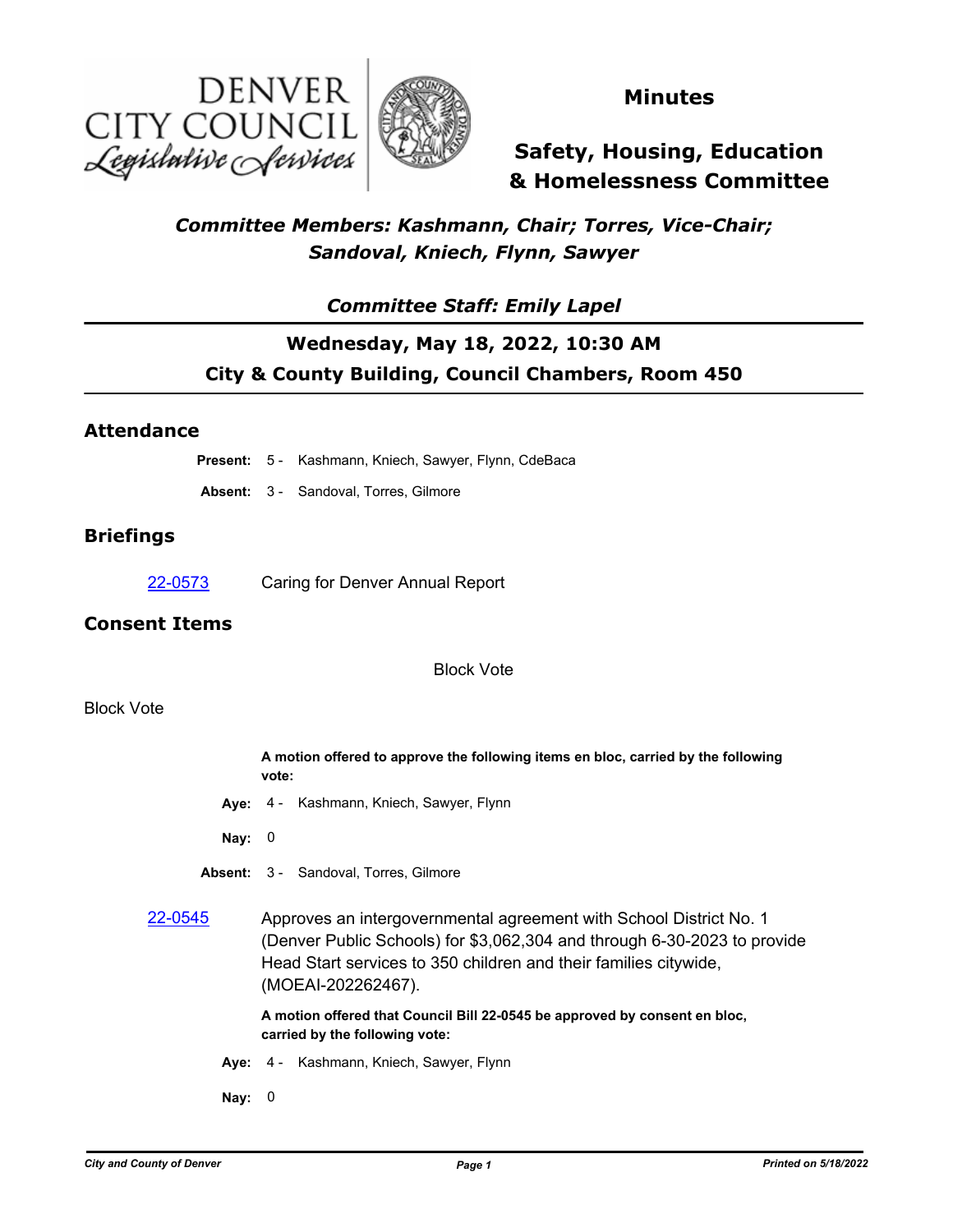# Minutes

## Safety, Housing, Education & Homelessness Committee

*Committee Members: Kashmann, Chair; Torres, Vice-Chair; Sandoval, Kniech, Flynn, Sawyer*

*Committee Staff: Emily Lapel*

**Wednesday, May 18, 2022, 10:30 AM**

**City & County Building, Council Chambers, Room 450**

## Attendance

**Present:** 5 - Kashmann, Kniech, Sawyer, Flynn, CdeBaca

**Absent:** 3 - Sandoval, Torres, Gilmore

## Briefings

22-0573 Caring for Denver Annual Report

## Consent Items

Block Vote

Block Vote

**A motion offered to approve the following items en bloc, carried by the following vote:**

**Aye:** 4 - Kashmann, Kniech, Sawyer, Flynn

**Nay:** 0

**Absent:** 3 - Sandoval, Torres, Gilmore

22-0545 Approves an intergovernmental agreement with School District No. 1 (Denver Public Schools) for $3,062,304 and through 6-30-2023 to provide Head Start services to 350 children and their families citywide, (MOEAI-202262467).

**A motion offered that Council Bill 22-0545 be approved by consent en bloc, carried by the following vote:**

**Aye:** 4 - Kashmann, Kniech, Sawyer, Flynn

**Nay:** 0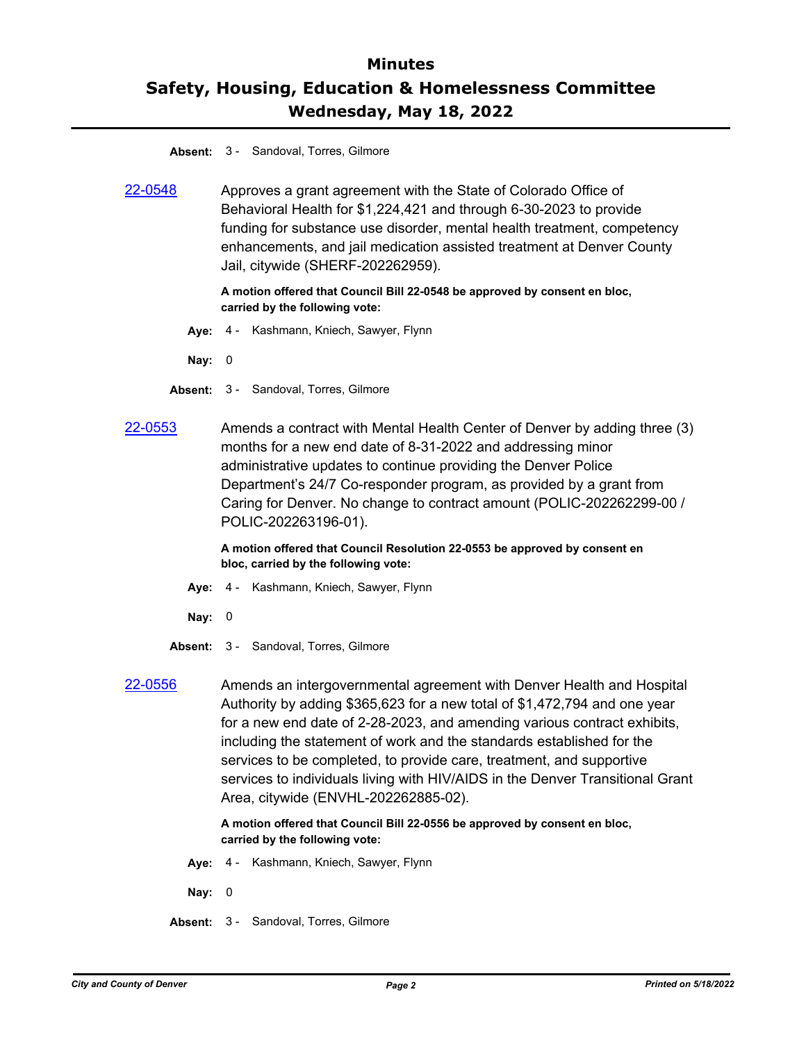**Absent:** 3 - Sandoval, Torres, Gilmore

[22-0548](22-0548) Approves a grant agreement with the State of Colorado Office of Behavioral Health for $1,224,421 and through 6-30-2023 to provide funding for substance use disorder, mental health treatment, competency enhancements, and jail medication assisted treatment at Denver County Jail, citywide (SHERF-202262959).

**A motion offered that Council Bill 22-0548 be approved by consent en bloc, carried by the following vote:**

**Aye:** 4 - Kashmann, Kniech, Sawyer, Flynn

**Nay:** 0

**Absent:** 3 - Sandoval, Torres, Gilmore

[22-0553](22-0553) Amends a contract with Mental Health Center of Denver by adding three (3) months for a new end date of 8-31-2022 and addressing minor administrative updates to continue providing the Denver Police Department's 24/7 Co-responder program, as provided by a grant from Caring for Denver. No change to contract amount (POLIC-202262299-00 / POLIC-202263196-01).

**A motion offered that Council Resolution 22-0553 be approved by consent en bloc, carried by the following vote:**

**Aye:** 4 - Kashmann, Kniech, Sawyer, Flynn

**Nay:** 0

**Absent:** 3 - Sandoval, Torres, Gilmore

[22-0556](22-0556) Amends an intergovernmental agreement with Denver Health and Hospital Authority by adding $365,623 for a new total of $1,472,794 and one year for a new end date of 2-28-2023, and amending various contract exhibits, including the statement of work and the standards established for the services to be completed, to provide care, treatment, and supportive services to individuals living with HIV/AIDS in the Denver Transitional Grant Area, citywide (ENVHL-202262885-02).

**A motion offered that Council Bill 22-0556 be approved by consent en bloc, carried by the following vote:**

**Aye:** 4 - Kashmann, Kniech, Sawyer, Flynn

**Nay:** 0

**Absent:** 3 - Sandoval, Torres, Gilmore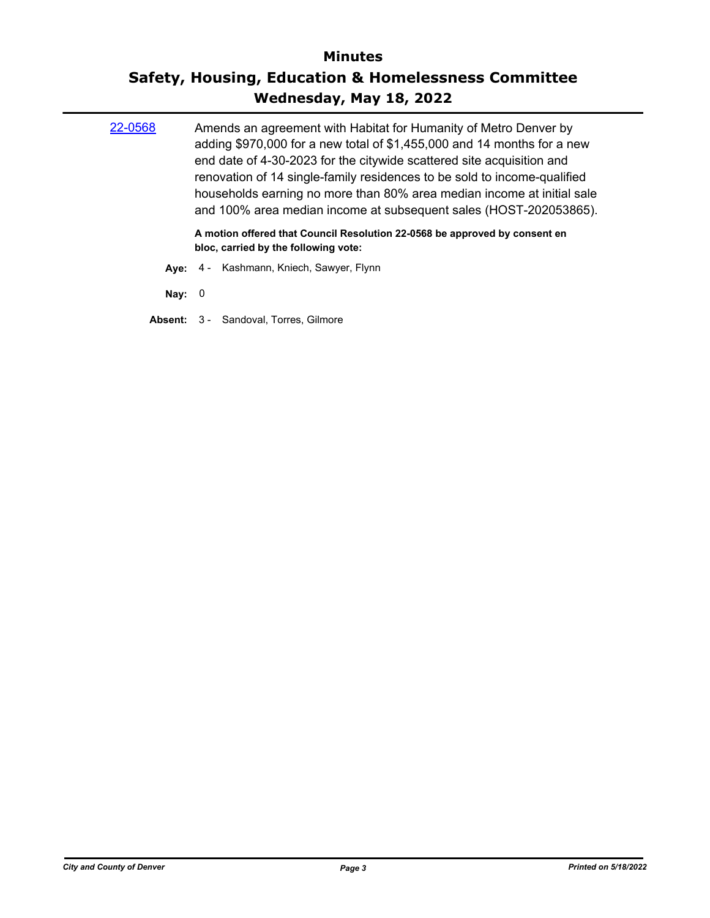[22-0568]

Amends an agreement with Habitat for Humanity of Metro Denver by adding $970,000 for a new total of $1,455,000 and 14 months for a new end date of 4-30-2023 for the citywide scattered site acquisition and renovation of 14 single-family residences to be sold to income-qualified households earning no more than 80% area median income at initial sale and 100% area median income at subsequent sales (HOST-202053865).

**A motion offered that Council Resolution 22-0568 be approved by consent en bloc, carried by the following vote:**

**Aye:** 4 - Kashmann, Kniech, Sawyer, Flynn

**Nay:** 0

**Absent:** 3 - Sandoval, Torres, Gilmore